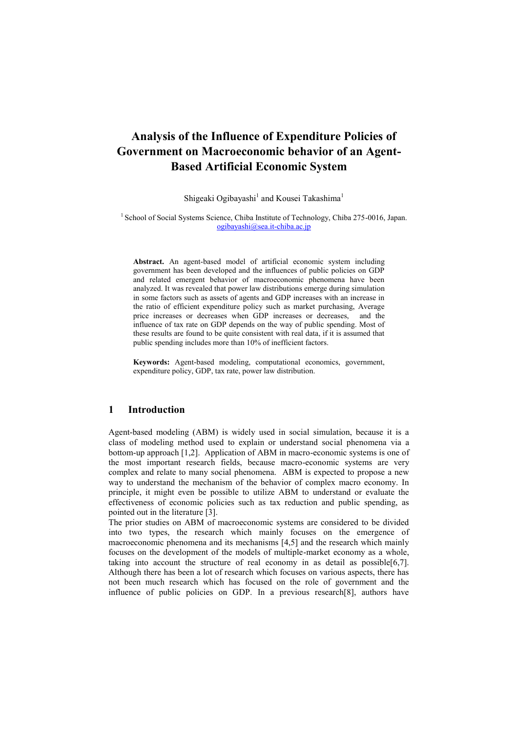# Analysis of the Influence of Expenditure Policies of Government on Macroeconomic behavior of an Agent-Based Artificial Economic System

Shigeaki Ogibayashi[1] and Kousei Takashima[1]

[1] School of Social Systems Science, Chiba Institute of Technology, Chiba 275-0016, Japan.
ogibayashi@sea.it-chiba.ac.jp

**Abstract.** An agent-based model of artificial economic system including government has been developed and the influences of public policies on GDP and related emergent behavior of macroeconomic phenomena have been analyzed. It was revealed that power law distributions emerge during simulation in some factors such as assets of agents and GDP increases with an increase in the ratio of efficient expenditure policy such as market purchasing, Average price increases or decreases when GDP increases or decreases, and the influence of tax rate on GDP depends on the way of public spending. Most of these results are found to be quite consistent with real data, if it is assumed that public spending includes more than 10% of inefficient factors.

**Keywords:** Agent-based modeling, computational economics, government, expenditure policy, GDP, tax rate, power law distribution.

## 1 Introduction

Agent-based modeling (ABM) is widely used in social simulation, because it is a class of modeling method used to explain or understand social phenomena via a bottom-up approach [1,2]. Application of ABM in macro-economic systems is one of the most important research fields, because macro-economic systems are very complex and relate to many social phenomena. ABM is expected to propose a new way to understand the mechanism of the behavior of complex macro economy. In principle, it might even be possible to utilize ABM to understand or evaluate the effectiveness of economic policies such as tax reduction and public spending, as pointed out in the literature [3].

The prior studies on ABM of macroeconomic systems are considered to be divided into two types, the research which mainly focuses on the emergence of macroeconomic phenomena and its mechanisms [4,5] and the research which mainly focuses on the development of the models of multiple-market economy as a whole, taking into account the structure of real economy in as detail as possible[6,7]. Although there has been a lot of research which focuses on various aspects, there has not been much research which has focused on the role of government and the influence of public policies on GDP. In a previous research[8], authors have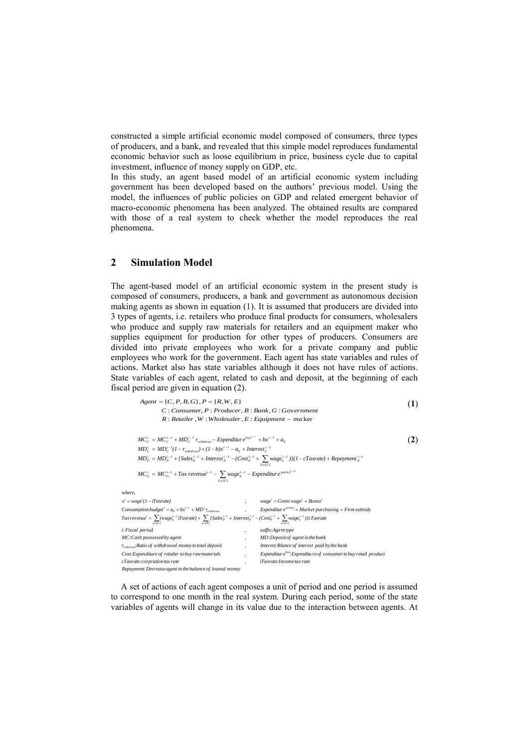constructed a simple artificial economic model composed of consumers, three types of producers, and a bank, and revealed that this simple model reproduces fundamental economic behavior such as loose equilibrium in price, business cycle due to capital investment, influence of money supply on GDP, etc.

In this study, an agent based model of an artificial economic system including government has been developed based on the authors' previous model. Using the model, the influences of public policies on GDP and related emergent behavior of macro-economic phenomena has been analyzed. The obtained results are compared with those of a real system to check whether the model reproduces the real phenomena.

## 2 Simulation Model

The agent-based model of an artificial economic system in the present study is composed of consumers, producers, a bank and government as autonomous decision making agents as shown in equation (1). It is assumed that producers are divided into 3 types of agents, i.e. retailers who produce final products for consumers, wholesalers who produce and supply raw materials for retailers and an equipment maker who supplies equipment for production for other types of producers. Consumers are divided into private employees who work for a private company and public employees who work for the government. Each agent has state variables and rules of actions. Market also has state variables although it does not have rules of actions. State variables of each agent, related to cash and deposit, at the beginning of each fiscal period are given in equation (2).

$$
\begin{aligned}
&Agent = \{C, P, B, G\}, P = \{R, W, E\} \\
&\quad C: Consumer, P: Producer, B: Bank, G: Government \\
&\quad R: Retailer, W: Wholesaler, E: Equipment-maker
\end{aligned}
\tag{1}
$$

$$
\begin{aligned}
MC_C^i &= MC_C^{i-1} + MD_C^{i-1}\, r_{withdraw} - Expenditure^{buy^{i-1}} + bx^{i-1} + a_0 \\
MD_C^i &= MD_C^{i-1}(1 - r_{withdraw}) + (1-b)x^{i-1} - a_0 + Interest_C^{i-1} \\
MD_P^i &= MD_P^{i-1} + \{Sales_P^{i-1} + Interest_P^{i-1} - (Cost_P^{i-1} + \sum_{k \in \{C\}} wage_k^{i-1})\}(1 - cTaxrate) + Repayment_P^{i-1} \\
MC_G^i &= MC_G^{i-1} + Tax\ revenue^{i-1} - \sum_{k \in \{C\}} wage_k^{i-1} - Expenditure^{poricy^{i-1}}
\end{aligned}
\tag{2}
$$

where,

$x^i = wage^i(1 - iTaxrate)$ , $wage^i = Const\ wage^i + Bonus^i$

$Consumption\ budget^i = a_0 + bx^{i-1} + MD^i\, r_{withdraw}$ , $Expenditure^{poricy} = Market\ purchasing + Firm\ subsidy$

$Tax\ revenue^i = \sum_{k \in \{C\}}(wage_k^{i-1}\, iTaxrate) + \sum_{k \in \{P\}}\{Sales_P^{i-1} + Interest_P^{i-1} - (Cost_P^{i-1} + \sum_{k \in \{C\}} wage_k^{i-1})\}cTaxrate$

*i: Fiscal period* , *suffix: Agent type*

*MC: Cash possessed by agent* , *MD: Deposit of agent in the bank*

$r_{withdraw}$*: Ratio of withdrawal money to total deposit* , *Interest: Blance of interest paid by the bank*

*Cost: Expenditure of retailer to buy raw materials* , $Expenditure^{buy}$*: Expenditure of consumer to buy retail product*

*cTaxrate: corpration tax rate* , *iTaxrate: Income tax rate.*

*Repayment: Decrease agent in the balance of loaned money*

A set of actions of each agent composes a unit of period and one period is assumed to correspond to one month in the real system. During each period, some of the state variables of agents will change in its value due to the interaction between agents. At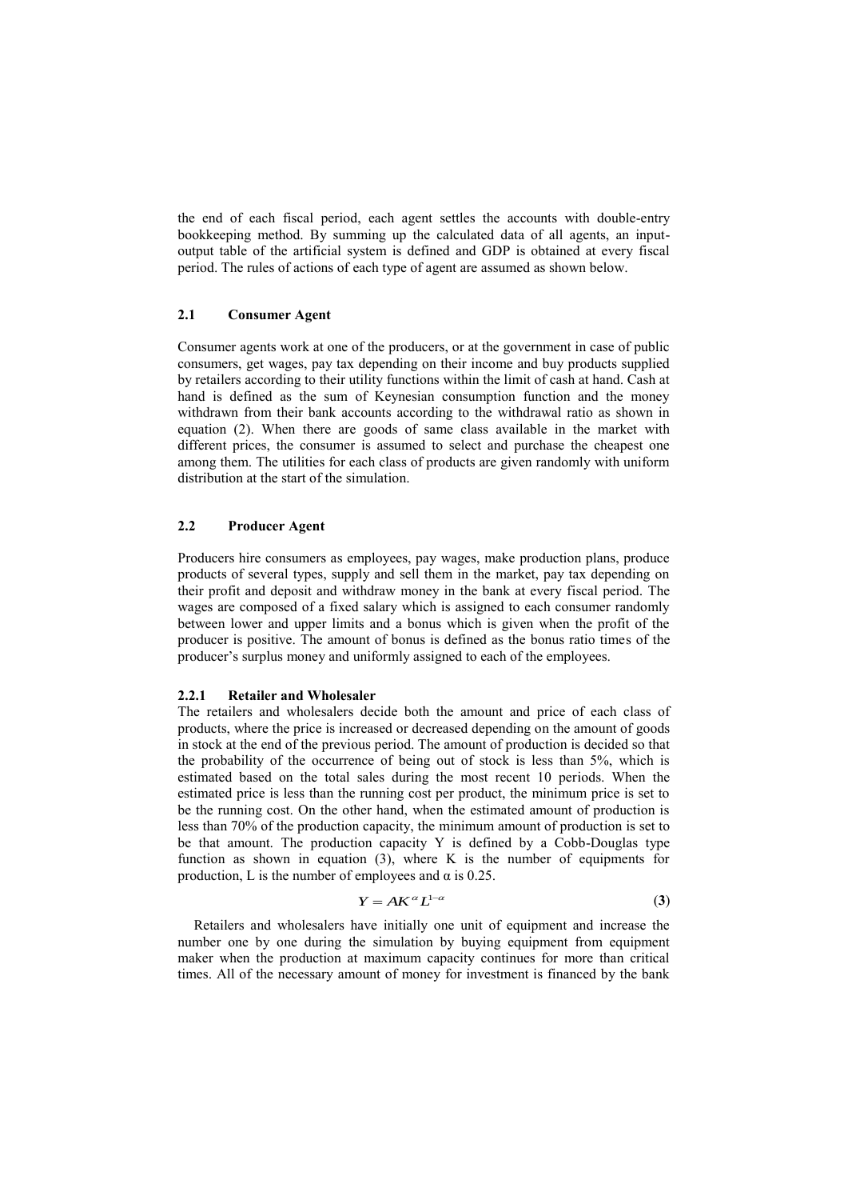the end of each fiscal period, each agent settles the accounts with double-entry bookkeeping method. By summing up the calculated data of all agents, an input-output table of the artificial system is defined and GDP is obtained at every fiscal period. The rules of actions of each type of agent are assumed as shown below.

### 2.1 Consumer Agent

Consumer agents work at one of the producers, or at the government in case of public consumers, get wages, pay tax depending on their income and buy products supplied by retailers according to their utility functions within the limit of cash at hand. Cash at hand is defined as the sum of Keynesian consumption function and the money withdrawn from their bank accounts according to the withdrawal ratio as shown in equation (2). When there are goods of same class available in the market with different prices, the consumer is assumed to select and purchase the cheapest one among them. The utilities for each class of products are given randomly with uniform distribution at the start of the simulation.

### 2.2 Producer Agent

Producers hire consumers as employees, pay wages, make production plans, produce products of several types, supply and sell them in the market, pay tax depending on their profit and deposit and withdraw money in the bank at every fiscal period. The wages are composed of a fixed salary which is assigned to each consumer randomly between lower and upper limits and a bonus which is given when the profit of the producer is positive. The amount of bonus is defined as the bonus ratio times of the producer's surplus money and uniformly assigned to each of the employees.

#### 2.2.1 Retailer and Wholesaler

The retailers and wholesalers decide both the amount and price of each class of products, where the price is increased or decreased depending on the amount of goods in stock at the end of the previous period. The amount of production is decided so that the probability of the occurrence of being out of stock is less than 5%, which is estimated based on the total sales during the most recent 10 periods. When the estimated price is less than the running cost per product, the minimum price is set to be the running cost. On the other hand, when the estimated amount of production is less than 70% of the production capacity, the minimum amount of production is set to be that amount. The production capacity Y is defined by a Cobb-Douglas type function as shown in equation (3), where K is the number of equipments for production, L is the number of employees and $\alpha$ is 0.25.

$$Y = AK^{\alpha}L^{1-\alpha} \quad (3)$$

Retailers and wholesalers have initially one unit of equipment and increase the number one by one during the simulation by buying equipment from equipment maker when the production at maximum capacity continues for more than critical times. All of the necessary amount of money for investment is financed by the bank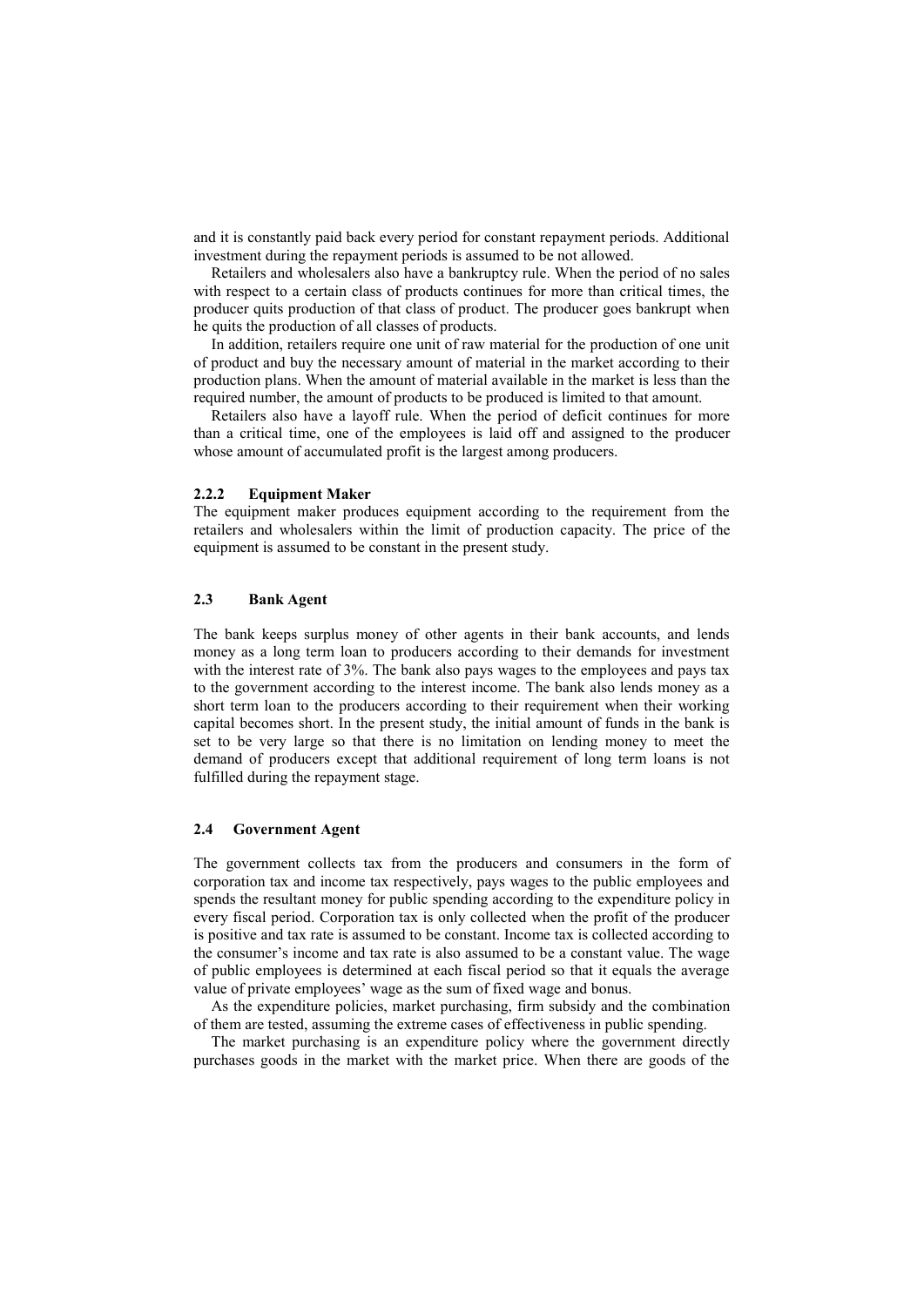and it is constantly paid back every period for constant repayment periods. Additional investment during the repayment periods is assumed to be not allowed.

Retailers and wholesalers also have a bankruptcy rule. When the period of no sales with respect to a certain class of products continues for more than critical times, the producer quits production of that class of product. The producer goes bankrupt when he quits the production of all classes of products.

In addition, retailers require one unit of raw material for the production of one unit of product and buy the necessary amount of material in the market according to their production plans. When the amount of material available in the market is less than the required number, the amount of products to be produced is limited to that amount.

Retailers also have a layoff rule. When the period of deficit continues for more than a critical time, one of the employees is laid off and assigned to the producer whose amount of accumulated profit is the largest among producers.

#### 2.2.2 Equipment Maker

The equipment maker produces equipment according to the requirement from the retailers and wholesalers within the limit of production capacity. The price of the equipment is assumed to be constant in the present study.

### 2.3 Bank Agent

The bank keeps surplus money of other agents in their bank accounts, and lends money as a long term loan to producers according to their demands for investment with the interest rate of 3%. The bank also pays wages to the employees and pays tax to the government according to the interest income. The bank also lends money as a short term loan to the producers according to their requirement when their working capital becomes short. In the present study, the initial amount of funds in the bank is set to be very large so that there is no limitation on lending money to meet the demand of producers except that additional requirement of long term loans is not fulfilled during the repayment stage.

### 2.4 Government Agent

The government collects tax from the producers and consumers in the form of corporation tax and income tax respectively, pays wages to the public employees and spends the resultant money for public spending according to the expenditure policy in every fiscal period. Corporation tax is only collected when the profit of the producer is positive and tax rate is assumed to be constant. Income tax is collected according to the consumer's income and tax rate is also assumed to be a constant value. The wage of public employees is determined at each fiscal period so that it equals the average value of private employees' wage as the sum of fixed wage and bonus.

As the expenditure policies, market purchasing, firm subsidy and the combination of them are tested, assuming the extreme cases of effectiveness in public spending.

The market purchasing is an expenditure policy where the government directly purchases goods in the market with the market price. When there are goods of the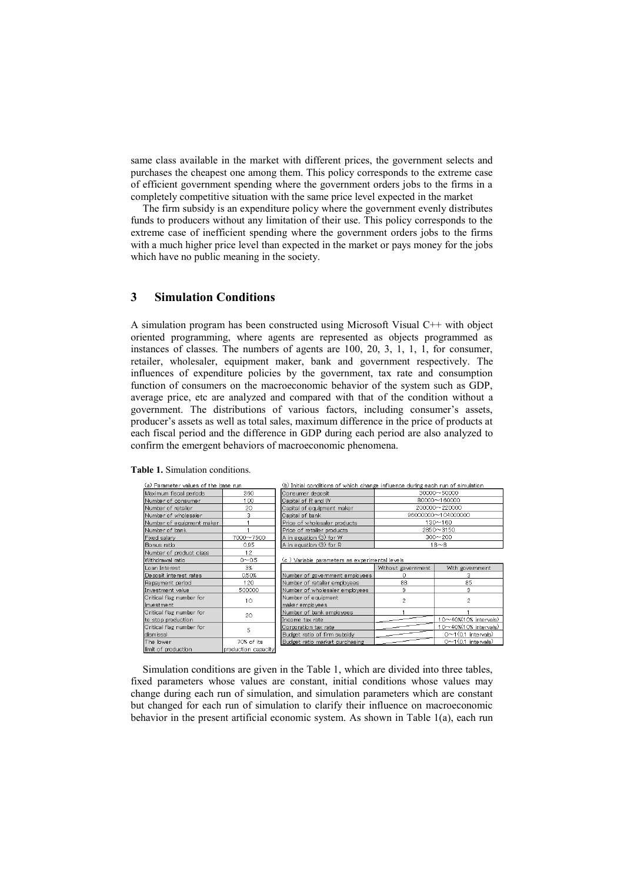same class available in the market with different prices, the government selects and purchases the cheapest one among them. This policy corresponds to the extreme case of efficient government spending where the government orders jobs to the firms in a completely competitive situation with the same price level expected in the market

The firm subsidy is an expenditure policy where the government evenly distributes funds to producers without any limitation of their use. This policy corresponds to the extreme case of inefficient spending where the government orders jobs to the firms with a much higher price level than expected in the market or pays money for the jobs which have no public meaning in the society.

## 3 Simulation Conditions

A simulation program has been constructed using Microsoft Visual C++ with object oriented programming, where agents are represented as objects programmed as instances of classes. The numbers of agents are 100, 20, 3, 1, 1, 1, for consumer, retailer, wholesaler, equipment maker, bank and government respectively. The influences of expenditure policies by the government, tax rate and consumption function of consumers on the macroeconomic behavior of the system such as GDP, average price, etc are analyzed and compared with that of the condition without a government. The distributions of various factors, including consumer's assets, producer's assets as well as total sales, maximum difference in the price of products at each fiscal period and the difference in GDP during each period are also analyzed to confirm the emergent behaviors of macroeconomic phenomena.

**Table 1.** Simulation conditions.

(a) Parameter values of the base run

| | |
|---|---|
| Maximum fiscal periods | 360 |
| Number of consumer | 100 |
| Number of retailer | 20 |
| Number of wholesaler | 3 |
| Number of equipment maker | 1 |
| Number of bank | 1 |
| Fixed salary | 7000～7500 |
| Bonus ratio | 0.95 |
| Number of product class | 12 |
| Withdrawal ratio | 0～0.5 |
| Loan Interest | 3% |
| Deposit interest rates | 0.50% |
| Repayment period | 120 |
| Investment value | 500000 |
| Critical flag number for investment | 10 |
| Critical flag number for to stop production | 20 |
| Critical flag number for dismissal | 5 |
| The lower limit of production | 70% of its production capacity |

(b) Initial conditions of which change influence during each run of simulation

| | |
|---|---|
| Consumer deposit | 30000～50000 |
| Capital of R and W | 80000～160000 |
| Capital of equipment maker | 200000～220000 |
| Capital of bank | 96000000～104000000 |
| Price of wholesaler products | 130～160 |
| Price of retailer products | 2850～3150 |
| A in equation (3) for W | 300～200 |
| A in equation (3) for R | 18～8 |

(c) Variable parameters as experimental levels

| | Without government | With government |
|---|---|---|
| Number of government employees | 0 | 3 |
| Number of retailer employees | 88 | 85 |
| Number of wholesaler employees | 9 | 9 |
| Number of equipment maker employees | 2 | 2 |
| Number of bank employees | 1 | 1 |
| Income tax rate | | 10～40%(10% intervals) |
| Corporation tax rate | | 10～40%(10% intervals) |
| Budget ratio of firm subsidy | | 0～1(0.1 intervals) |
| Budget ratio market purchasing | | 0～1(0.1 intervals) |

Simulation conditions are given in the Table 1, which are divided into three tables, fixed parameters whose values are constant, initial conditions whose values may change during each run of simulation, and simulation parameters which are constant but changed for each run of simulation to clarify their influence on macroeconomic behavior in the present artificial economic system. As shown in Table 1(a), each run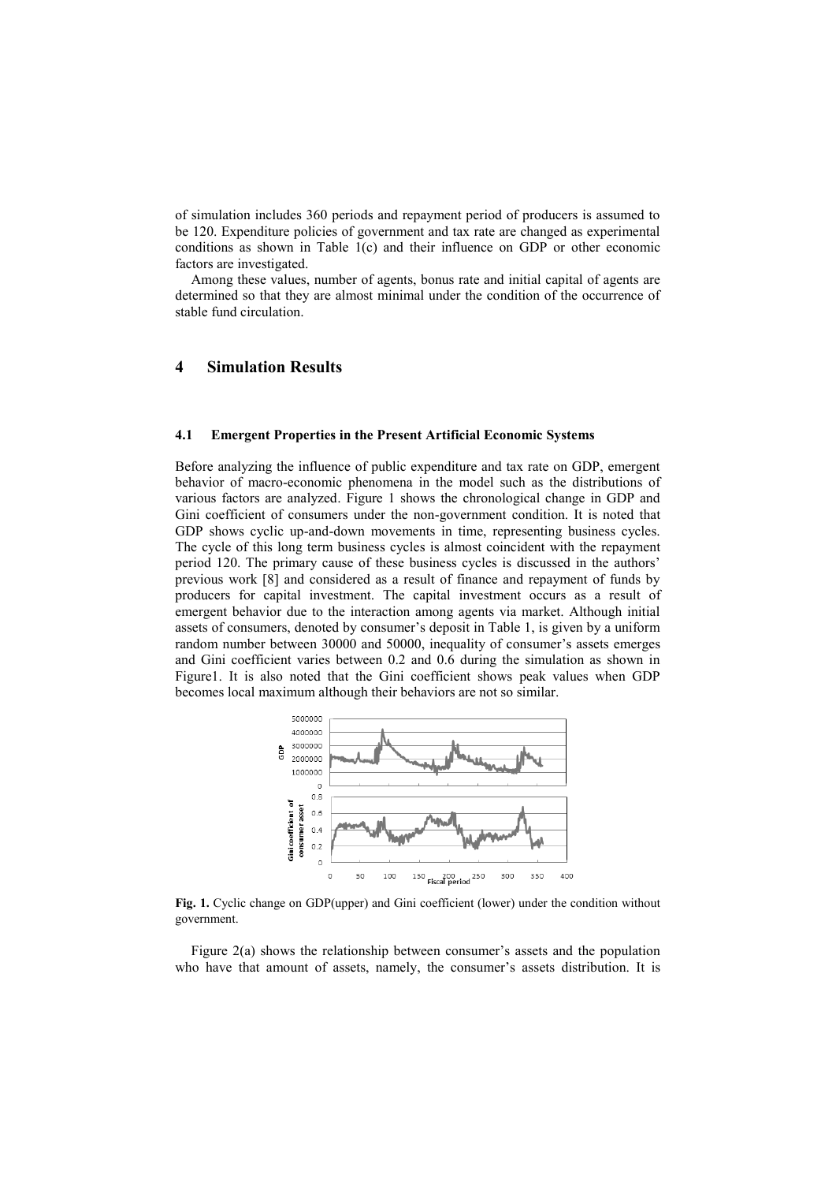of simulation includes 360 periods and repayment period of producers is assumed to be 120. Expenditure policies of government and tax rate are changed as experimental conditions as shown in Table 1(c) and their influence on GDP or other economic factors are investigated.

Among these values, number of agents, bonus rate and initial capital of agents are determined so that they are almost minimal under the condition of the occurrence of stable fund circulation.

## 4 Simulation Results

### 4.1 Emergent Properties in the Present Artificial Economic Systems

Before analyzing the influence of public expenditure and tax rate on GDP, emergent behavior of macro-economic phenomena in the model such as the distributions of various factors are analyzed. Figure 1 shows the chronological change in GDP and Gini coefficient of consumers under the non-government condition. It is noted that GDP shows cyclic up-and-down movements in time, representing business cycles. The cycle of this long term business cycles is almost coincident with the repayment period 120. The primary cause of these business cycles is discussed in the authors' previous work [8] and considered as a result of finance and repayment of funds by producers for capital investment. The capital investment occurs as a result of emergent behavior due to the interaction among agents via market. Although initial assets of consumers, denoted by consumer's deposit in Table 1, is given by a uniform random number between 30000 and 50000, inequality of consumer's assets emerges and Gini coefficient varies between 0.2 and 0.6 during the simulation as shown in Figure1. It is also noted that the Gini coefficient shows peak values when GDP becomes local maximum although their behaviors are not so similar.

**Fig. 1.** Cyclic change on GDP(upper) and Gini coefficient (lower) under the condition without government.

Figure 2(a) shows the relationship between consumer's assets and the population who have that amount of assets, namely, the consumer's assets distribution. It is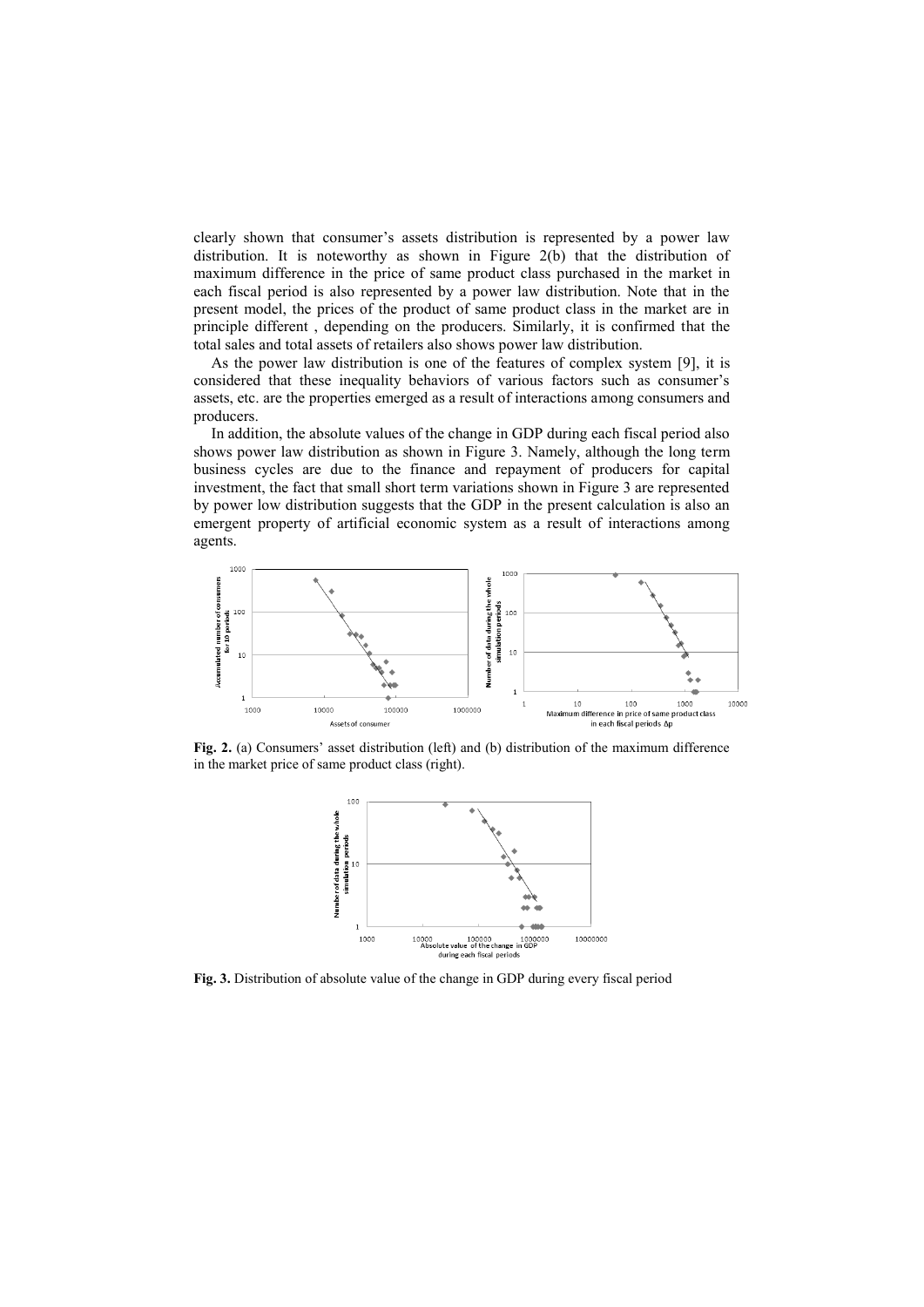clearly shown that consumer's assets distribution is represented by a power law distribution. It is noteworthy as shown in Figure 2(b) that the distribution of maximum difference in the price of same product class purchased in the market in each fiscal period is also represented by a power law distribution. Note that in the present model, the prices of the product of same product class in the market are in principle different , depending on the producers. Similarly, it is confirmed that the total sales and total assets of retailers also shows power law distribution.

As the power law distribution is one of the features of complex system [9], it is considered that these inequality behaviors of various factors such as consumer's assets, etc. are the properties emerged as a result of interactions among consumers and producers.

In addition, the absolute values of the change in GDP during each fiscal period also shows power law distribution as shown in Figure 3. Namely, although the long term business cycles are due to the finance and repayment of producers for capital investment, the fact that small short term variations shown in Figure 3 are represented by power low distribution suggests that the GDP in the present calculation is also an emergent property of artificial economic system as a result of interactions among agents.

**Fig. 2.** (a) Consumers' asset distribution (left) and (b) distribution of the maximum difference in the market price of same product class (right).

**Fig. 3.** Distribution of absolute value of the change in GDP during every fiscal period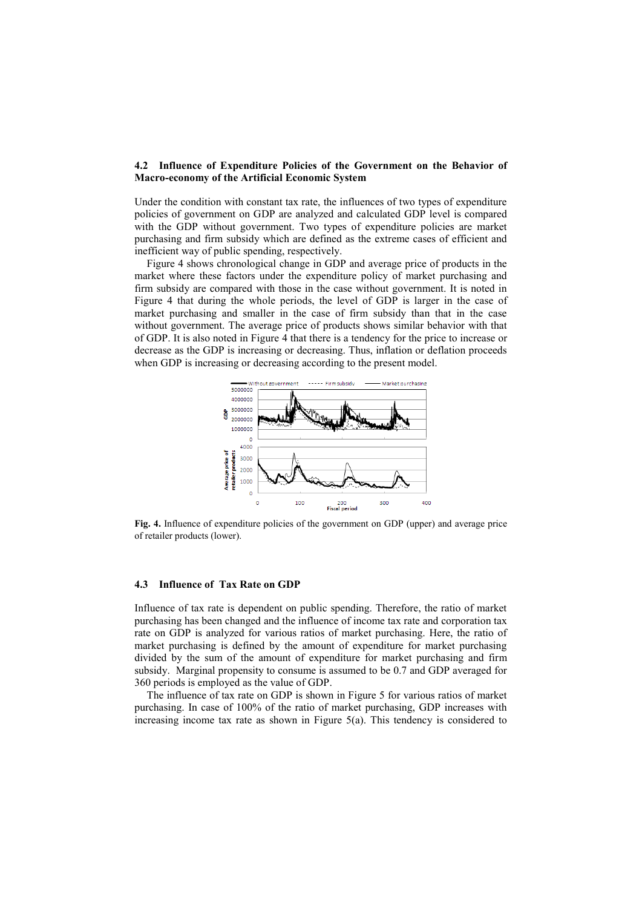### 4.2 Influence of Expenditure Policies of the Government on the Behavior of Macro-economy of the Artificial Economic System

Under the condition with constant tax rate, the influences of two types of expenditure policies of government on GDP are analyzed and calculated GDP level is compared with the GDP without government. Two types of expenditure policies are market purchasing and firm subsidy which are defined as the extreme cases of efficient and inefficient way of public spending, respectively.

Figure 4 shows chronological change in GDP and average price of products in the market where these factors under the expenditure policy of market purchasing and firm subsidy are compared with those in the case without government. It is noted in Figure 4 that during the whole periods, the level of GDP is larger in the case of market purchasing and smaller in the case of firm subsidy than that in the case without government. The average price of products shows similar behavior with that of GDP. It is also noted in Figure 4 that there is a tendency for the price to increase or decrease as the GDP is increasing or decreasing. Thus, inflation or deflation proceeds when GDP is increasing or decreasing according to the present model.

**Fig. 4.** Influence of expenditure policies of the government on GDP (upper) and average price of retailer products (lower).

### 4.3 Influence of Tax Rate on GDP

Influence of tax rate is dependent on public spending. Therefore, the ratio of market purchasing has been changed and the influence of income tax rate and corporation tax rate on GDP is analyzed for various ratios of market purchasing. Here, the ratio of market purchasing is defined by the amount of expenditure for market purchasing divided by the sum of the amount of expenditure for market purchasing and firm subsidy. Marginal propensity to consume is assumed to be 0.7 and GDP averaged for 360 periods is employed as the value of GDP.

The influence of tax rate on GDP is shown in Figure 5 for various ratios of market purchasing. In case of 100% of the ratio of market purchasing, GDP increases with increasing income tax rate as shown in Figure 5(a). This tendency is considered to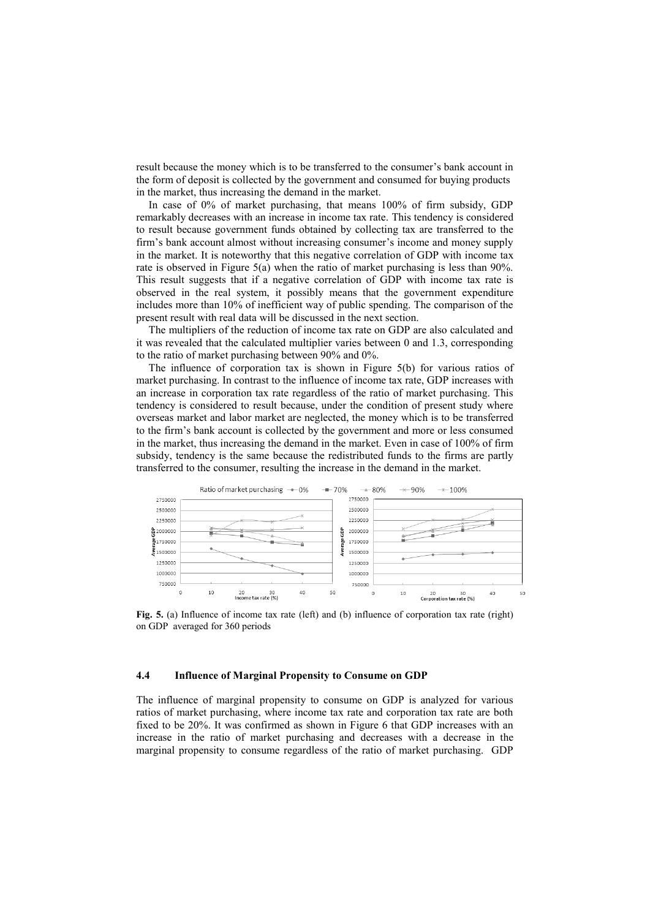result because the money which is to be transferred to the consumer's bank account in the form of deposit is collected by the government and consumed for buying products in the market, thus increasing the demand in the market.

In case of 0% of market purchasing, that means 100% of firm subsidy, GDP remarkably decreases with an increase in income tax rate. This tendency is considered to result because government funds obtained by collecting tax are transferred to the firm's bank account almost without increasing consumer's income and money supply in the market. It is noteworthy that this negative correlation of GDP with income tax rate is observed in Figure 5(a) when the ratio of market purchasing is less than 90%. This result suggests that if a negative correlation of GDP with income tax rate is observed in the real system, it possibly means that the government expenditure includes more than 10% of inefficient way of public spending. The comparison of the present result with real data will be discussed in the next section.

The multipliers of the reduction of income tax rate on GDP are also calculated and it was revealed that the calculated multiplier varies between 0 and 1.3, corresponding to the ratio of market purchasing between 90% and 0%.

The influence of corporation tax is shown in Figure 5(b) for various ratios of market purchasing. In contrast to the influence of income tax rate, GDP increases with an increase in corporation tax rate regardless of the ratio of market purchasing. This tendency is considered to result because, under the condition of present study where overseas market and labor market are neglected, the money which is to be transferred to the firm's bank account is collected by the government and more or less consumed in the market, thus increasing the demand in the market. Even in case of 100% of firm subsidy, tendency is the same because the redistributed funds to the firms are partly transferred to the consumer, resulting the increase in the demand in the market.

**Fig. 5.** (a) Influence of income tax rate (left) and (b) influence of corporation tax rate (right) on GDP averaged for 360 periods

### 4.4 Influence of Marginal Propensity to Consume on GDP

The influence of marginal propensity to consume on GDP is analyzed for various ratios of market purchasing, where income tax rate and corporation tax rate are both fixed to be 20%. It was confirmed as shown in Figure 6 that GDP increases with an increase in the ratio of market purchasing and decreases with a decrease in the marginal propensity to consume regardless of the ratio of market purchasing. GDP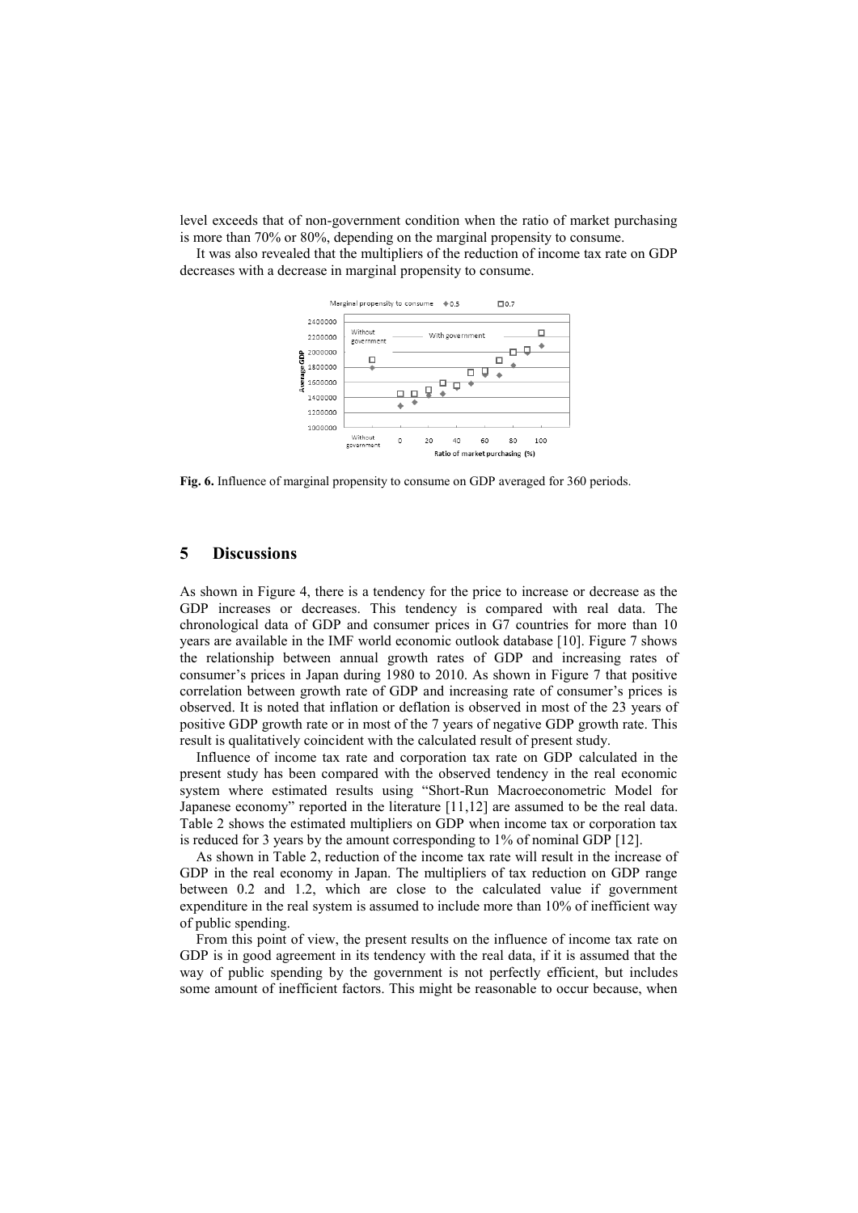level exceeds that of non-government condition when the ratio of market purchasing is more than 70% or 80%, depending on the marginal propensity to consume.

It was also revealed that the multipliers of the reduction of income tax rate on GDP decreases with a decrease in marginal propensity to consume.

**Fig. 6.** Influence of marginal propensity to consume on GDP averaged for 360 periods.

## 5 Discussions

As shown in Figure 4, there is a tendency for the price to increase or decrease as the GDP increases or decreases. This tendency is compared with real data. The chronological data of GDP and consumer prices in G7 countries for more than 10 years are available in the IMF world economic outlook database [10]. Figure 7 shows the relationship between annual growth rates of GDP and increasing rates of consumer's prices in Japan during 1980 to 2010. As shown in Figure 7 that positive correlation between growth rate of GDP and increasing rate of consumer's prices is observed. It is noted that inflation or deflation is observed in most of the 23 years of positive GDP growth rate or in most of the 7 years of negative GDP growth rate. This result is qualitatively coincident with the calculated result of present study.

Influence of income tax rate and corporation tax rate on GDP calculated in the present study has been compared with the observed tendency in the real economic system where estimated results using "Short-Run Macroeconometric Model for Japanese economy" reported in the literature [11,12] are assumed to be the real data. Table 2 shows the estimated multipliers on GDP when income tax or corporation tax is reduced for 3 years by the amount corresponding to 1% of nominal GDP [12].

As shown in Table 2, reduction of the income tax rate will result in the increase of GDP in the real economy in Japan. The multipliers of tax reduction on GDP range between 0.2 and 1.2, which are close to the calculated value if government expenditure in the real system is assumed to include more than 10% of inefficient way of public spending.

From this point of view, the present results on the influence of income tax rate on GDP is in good agreement in its tendency with the real data, if it is assumed that the way of public spending by the government is not perfectly efficient, but includes some amount of inefficient factors. This might be reasonable to occur because, when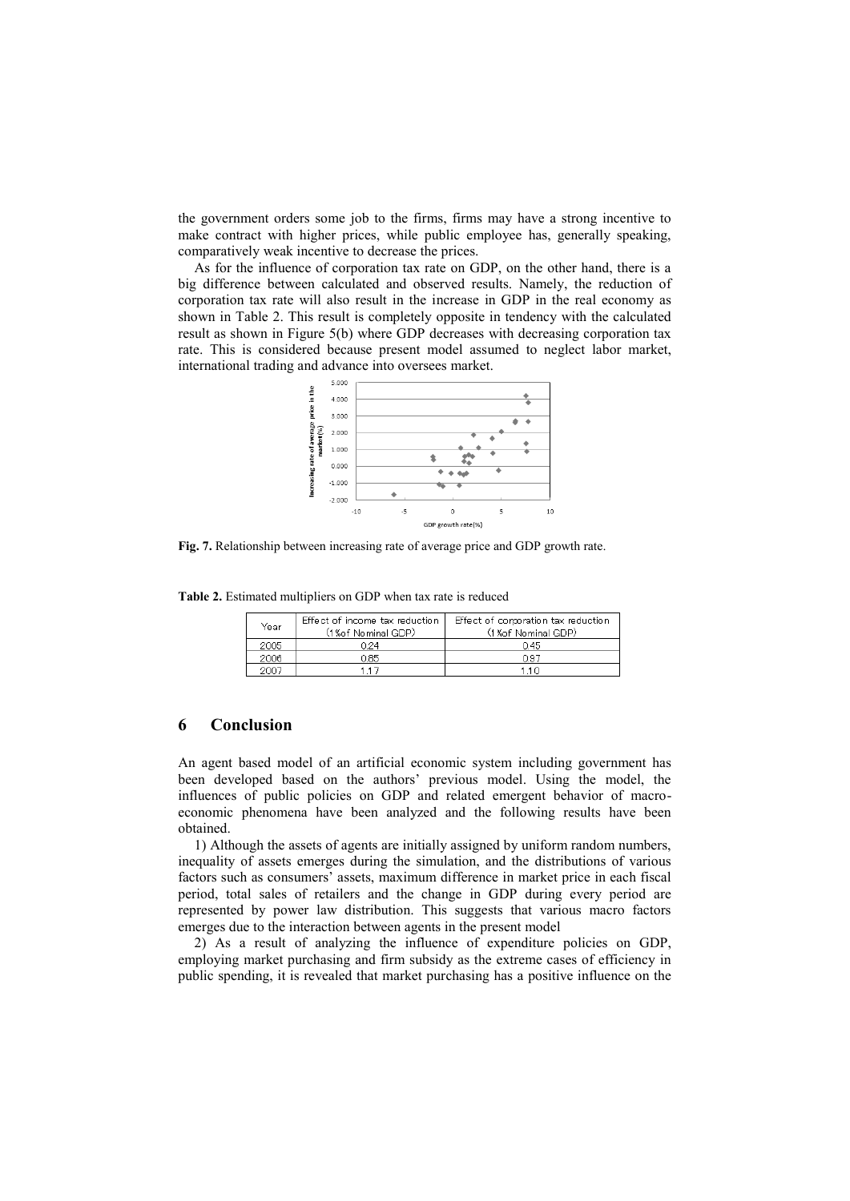the government orders some job to the firms, firms may have a strong incentive to make contract with higher prices, while public employee has, generally speaking, comparatively weak incentive to decrease the prices.

As for the influence of corporation tax rate on GDP, on the other hand, there is a big difference between calculated and observed results. Namely, the reduction of corporation tax rate will also result in the increase in GDP in the real economy as shown in Table 2. This result is completely opposite in tendency with the calculated result as shown in Figure 5(b) where GDP decreases with decreasing corporation tax rate. This is considered because present model assumed to neglect labor market, international trading and advance into oversees market.

**Fig. 7.** Relationship between increasing rate of average price and GDP growth rate.

**Table 2.** Estimated multipliers on GDP when tax rate is reduced

| Year | Effect of income tax reduction (1%of Nominal GDP) | Effect of corporation tax reduction (1%of Nominal GDP) |
|---|---|---|
| 2005 | 0.24 | 0.45 |
| 2006 | 0.65 | 0.87 |
| 2007 | 1.17 | 1.10 |

## 6 Conclusion

An agent based model of an artificial economic system including government has been developed based on the authors' previous model. Using the model, the influences of public policies on GDP and related emergent behavior of macro-economic phenomena have been analyzed and the following results have been obtained.

1) Although the assets of agents are initially assigned by uniform random numbers, inequality of assets emerges during the simulation, and the distributions of various factors such as consumers' assets, maximum difference in market price in each fiscal period, total sales of retailers and the change in GDP during every period are represented by power law distribution. This suggests that various macro factors emerges due to the interaction between agents in the present model

2) As a result of analyzing the influence of expenditure policies on GDP, employing market purchasing and firm subsidy as the extreme cases of efficiency in public spending, it is revealed that market purchasing has a positive influence on the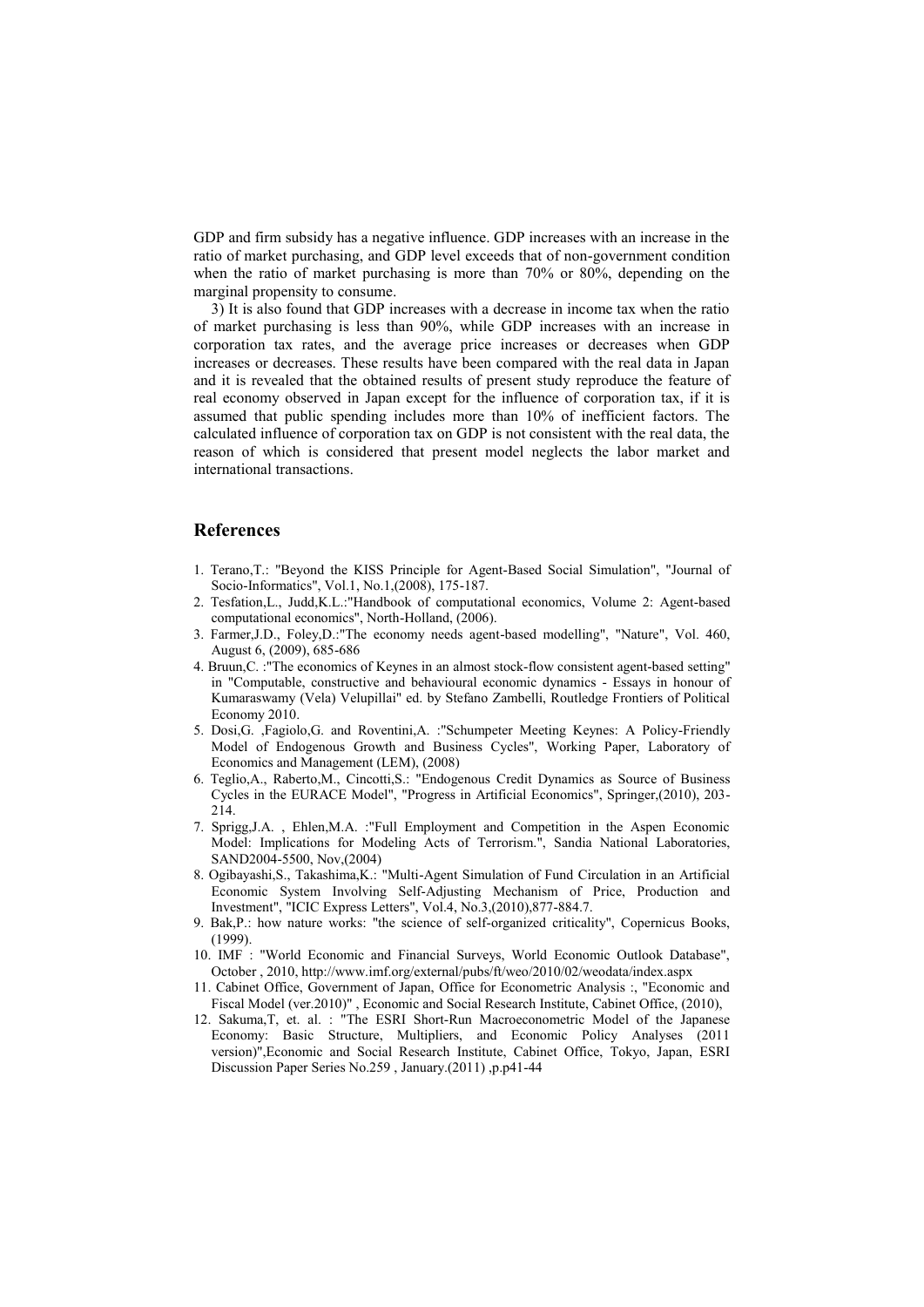GDP and firm subsidy has a negative influence. GDP increases with an increase in the ratio of market purchasing, and GDP level exceeds that of non-government condition when the ratio of market purchasing is more than 70% or 80%, depending on the marginal propensity to consume.

3) It is also found that GDP increases with a decrease in income tax when the ratio of market purchasing is less than 90%, while GDP increases with an increase in corporation tax rates, and the average price increases or decreases when GDP increases or decreases. These results have been compared with the real data in Japan and it is revealed that the obtained results of present study reproduce the feature of real economy observed in Japan except for the influence of corporation tax, if it is assumed that public spending includes more than 10% of inefficient factors. The calculated influence of corporation tax on GDP is not consistent with the real data, the reason of which is considered that present model neglects the labor market and international transactions.

## References

1. Terano,T.: "Beyond the KISS Principle for Agent-Based Social Simulation", "Journal of Socio-Informatics", Vol.1, No.1,(2008), 175-187.
2. Tesfation,L., Judd,K.L.:"Handbook of computational economics, Volume 2: Agent-based computational economics", North-Holland, (2006).
3. Farmer,J.D., Foley,D.:"The economy needs agent-based modelling", "Nature", Vol. 460, August 6, (2009), 685-686
4. Bruun,C. :"The economics of Keynes in an almost stock-flow consistent agent-based setting" in "Computable, constructive and behavioural economic dynamics - Essays in honour of Kumaraswamy (Vela) Velupillai" ed. by Stefano Zambelli, Routledge Frontiers of Political Economy 2010.
5. Dosi,G. ,Fagiolo,G. and Roventini,A. :"Schumpeter Meeting Keynes: A Policy-Friendly Model of Endogenous Growth and Business Cycles", Working Paper, Laboratory of Economics and Management (LEM), (2008)
6. Teglio,A., Raberto,M., Cincotti,S.: "Endogenous Credit Dynamics as Source of Business Cycles in the EURACE Model", "Progress in Artificial Economics", Springer,(2010), 203-214.
7. Sprigg,J.A. , Ehlen,M.A. :"Full Employment and Competition in the Aspen Economic Model: Implications for Modeling Acts of Terrorism.", Sandia National Laboratories, SAND2004-5500, Nov,(2004)
8. Ogibayashi,S., Takashima,K.: "Multi-Agent Simulation of Fund Circulation in an Artificial Economic System Involving Self-Adjusting Mechanism of Price, Production and Investment", "ICIC Express Letters", Vol.4, No.3,(2010),877-884.7.
9. Bak,P.: how nature works: "the science of self-organized criticality", Copernicus Books, (1999).
10. IMF : "World Economic and Financial Surveys, World Economic Outlook Database", October , 2010, http://www.imf.org/external/pubs/ft/weo/2010/02/weodata/index.aspx
11. Cabinet Office, Government of Japan, Office for Econometric Analysis :, "Economic and Fiscal Model (ver.2010)" , Economic and Social Research Institute, Cabinet Office, (2010),
12. Sakuma,T, et. al. : "The ESRI Short-Run Macroeconometric Model of the Japanese Economy: Basic Structure, Multipliers, and Economic Policy Analyses (2011 version)",Economic and Social Research Institute, Cabinet Office, Tokyo, Japan, ESRI Discussion Paper Series No.259 , January.(2011) ,p.p41-44